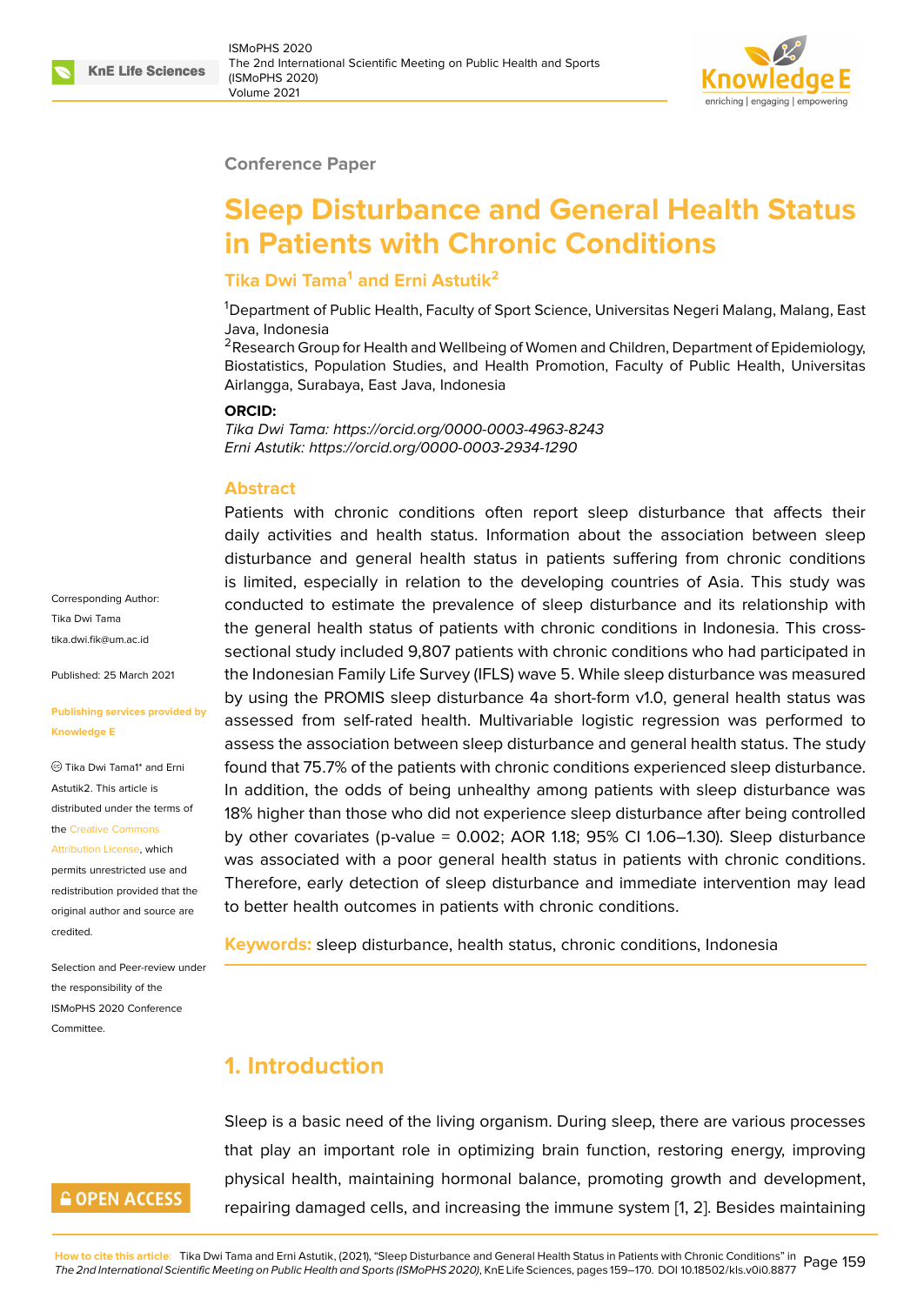Conference Paper

# Sleep Disturbance and General Health Status in Patients with Chronic Conditions

**Tika Dwi Tama[1] and Erni Astutik[2]**

[1]Department of Public Health, Faculty of Sport Science, Universitas Negeri Malang, Malang, East Java, Indonesia
[2]Research Group for Health and Wellbeing of Women and Children, Department of Epidemiology, Biostatistics, Population Studies, and Health Promotion, Faculty of Public Health, Universitas Airlangga, Surabaya, East Java, Indonesia

**ORCID:**
*Tika Dwi Tama: https://orcid.org/0000-0003-4963-8243*
*Erni Astutik: https://orcid.org/0000-0003-2934-1290*

Corresponding Author:
Tika Dwi Tama
tika.dwi.fik@um.ac.id

Published: 25 March 2021

Publishing services provided by Knowledge E

© Tika Dwi Tama1* and Erni Astutik2. This article is distributed under the terms of the Creative Commons Attribution License, which permits unrestricted use and redistribution provided that the original author and source are credited.

Selection and Peer-review under the responsibility of the ISMoPHS 2020 Conference Committee.

## Abstract

Patients with chronic conditions often report sleep disturbance that affects their daily activities and health status. Information about the association between sleep disturbance and general health status in patients suffering from chronic conditions is limited, especially in relation to the developing countries of Asia. This study was conducted to estimate the prevalence of sleep disturbance and its relationship with the general health status of patients with chronic conditions in Indonesia. This cross-sectional study included 9,807 patients with chronic conditions who had participated in the Indonesian Family Life Survey (IFLS) wave 5. While sleep disturbance was measured by using the PROMIS sleep disturbance 4a short-form v1.0, general health status was assessed from self-rated health. Multivariable logistic regression was performed to assess the association between sleep disturbance and general health status. The study found that 75.7% of the patients with chronic conditions experienced sleep disturbance. In addition, the odds of being unhealthy among patients with sleep disturbance was 18% higher than those who did not experience sleep disturbance after being controlled by other covariates (p-value = 0.002; AOR 1.18; 95% CI 1.06–1.30). Sleep disturbance was associated with a poor general health status in patients with chronic conditions. Therefore, early detection of sleep disturbance and immediate intervention may lead to better health outcomes in patients with chronic conditions.

**Keywords:** sleep disturbance, health status, chronic conditions, Indonesia

## 1. Introduction

Sleep is a basic need of the living organism. During sleep, there are various processes that play an important role in optimizing brain function, restoring energy, improving physical health, maintaining hormonal balance, promoting growth and development, repairing damaged cells, and increasing the immune system [1, 2]. Besides maintaining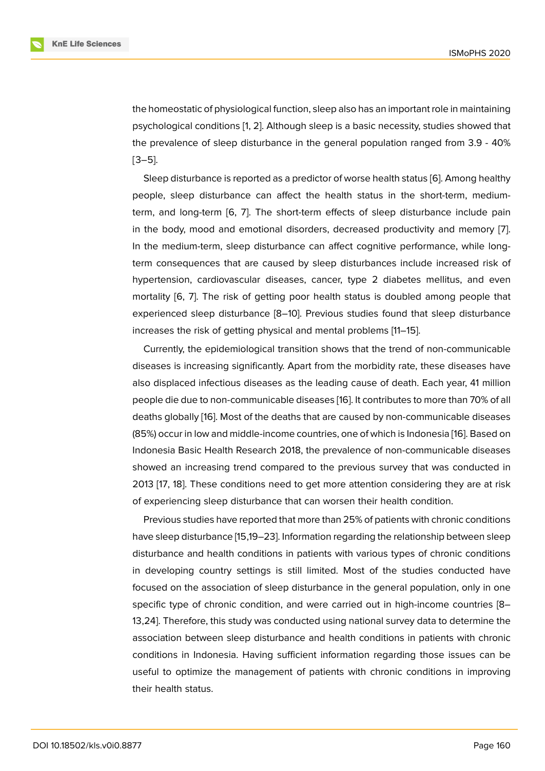the homeostatic of physiological function, sleep also has an important role in maintaining psychological conditions [1, 2]. Although sleep is a basic necessity, studies showed that the prevalence of sleep disturbance in the general population ranged from 3.9 - 40% [3–5].

Sleep disturbance is reported as a predictor of worse health status [6]. Among healthy people, sleep disturbance can affect the health status in the short-term, medium-term, and long-term [6, 7]. The short-term effects of sleep disturbance include pain in the body, mood and emotional disorders, decreased productivity and memory [7]. In the medium-term, sleep disturbance can affect cognitive performance, while long-term consequences that are caused by sleep disturbances include increased risk of hypertension, cardiovascular diseases, cancer, type 2 diabetes mellitus, and even mortality [6, 7]. The risk of getting poor health status is doubled among people that experienced sleep disturbance [8–10]. Previous studies found that sleep disturbance increases the risk of getting physical and mental problems [11–15].

Currently, the epidemiological transition shows that the trend of non-communicable diseases is increasing significantly. Apart from the morbidity rate, these diseases have also displaced infectious diseases as the leading cause of death. Each year, 41 million people die due to non-communicable diseases [16]. It contributes to more than 70% of all deaths globally [16]. Most of the deaths that are caused by non-communicable diseases (85%) occur in low and middle-income countries, one of which is Indonesia [16]. Based on Indonesia Basic Health Research 2018, the prevalence of non-communicable diseases showed an increasing trend compared to the previous survey that was conducted in 2013 [17, 18]. These conditions need to get more attention considering they are at risk of experiencing sleep disturbance that can worsen their health condition.

Previous studies have reported that more than 25% of patients with chronic conditions have sleep disturbance [15,19–23]. Information regarding the relationship between sleep disturbance and health conditions in patients with various types of chronic conditions in developing country settings is still limited. Most of the studies conducted have focused on the association of sleep disturbance in the general population, only in one specific type of chronic condition, and were carried out in high-income countries [8–13,24]. Therefore, this study was conducted using national survey data to determine the association between sleep disturbance and health conditions in patients with chronic conditions in Indonesia. Having sufficient information regarding those issues can be useful to optimize the management of patients with chronic conditions in improving their health status.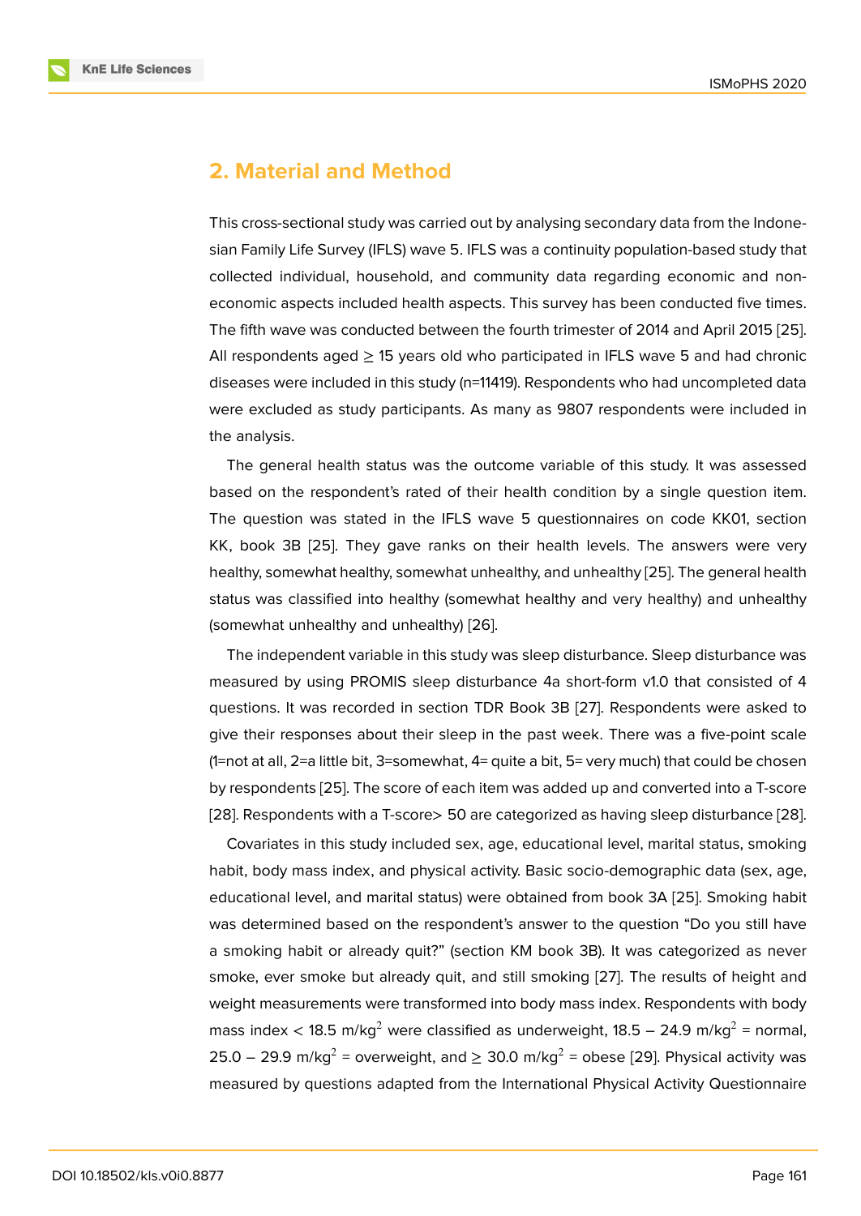## 2. Material and Method

This cross-sectional study was carried out by analysing secondary data from the Indonesian Family Life Survey (IFLS) wave 5. IFLS was a continuity population-based study that collected individual, household, and community data regarding economic and non-economic aspects included health aspects. This survey has been conducted five times. The fifth wave was conducted between the fourth trimester of 2014 and April 2015 [25]. All respondents aged ≥ 15 years old who participated in IFLS wave 5 and had chronic diseases were included in this study (n=11419). Respondents who had uncompleted data were excluded as study participants. As many as 9807 respondents were included in the analysis.

The general health status was the outcome variable of this study. It was assessed based on the respondent's rated of their health condition by a single question item. The question was stated in the IFLS wave 5 questionnaires on code KK01, section KK, book 3B [25]. They gave ranks on their health levels. The answers were very healthy, somewhat healthy, somewhat unhealthy, and unhealthy [25]. The general health status was classified into healthy (somewhat healthy and very healthy) and unhealthy (somewhat unhealthy and unhealthy) [26].

The independent variable in this study was sleep disturbance. Sleep disturbance was measured by using PROMIS sleep disturbance 4a short-form v1.0 that consisted of 4 questions. It was recorded in section TDR Book 3B [27]. Respondents were asked to give their responses about their sleep in the past week. There was a five-point scale (1=not at all, 2=a little bit, 3=somewhat, 4= quite a bit, 5= very much) that could be chosen by respondents [25]. The score of each item was added up and converted into a T-score [28]. Respondents with a T-score> 50 are categorized as having sleep disturbance [28].

Covariates in this study included sex, age, educational level, marital status, smoking habit, body mass index, and physical activity. Basic socio-demographic data (sex, age, educational level, and marital status) were obtained from book 3A [25]. Smoking habit was determined based on the respondent's answer to the question "Do you still have a smoking habit or already quit?" (section KM book 3B). It was categorized as never smoke, ever smoke but already quit, and still smoking [27]. The results of height and weight measurements were transformed into body mass index. Respondents with body mass index < 18.5 m/kg$^2$ were classified as underweight, 18.5 – 24.9 m/kg$^2$ = normal, 25.0 – 29.9 m/kg$^2$ = overweight, and ≥ 30.0 m/kg$^2$ = obese [29]. Physical activity was measured by questions adapted from the International Physical Activity Questionnaire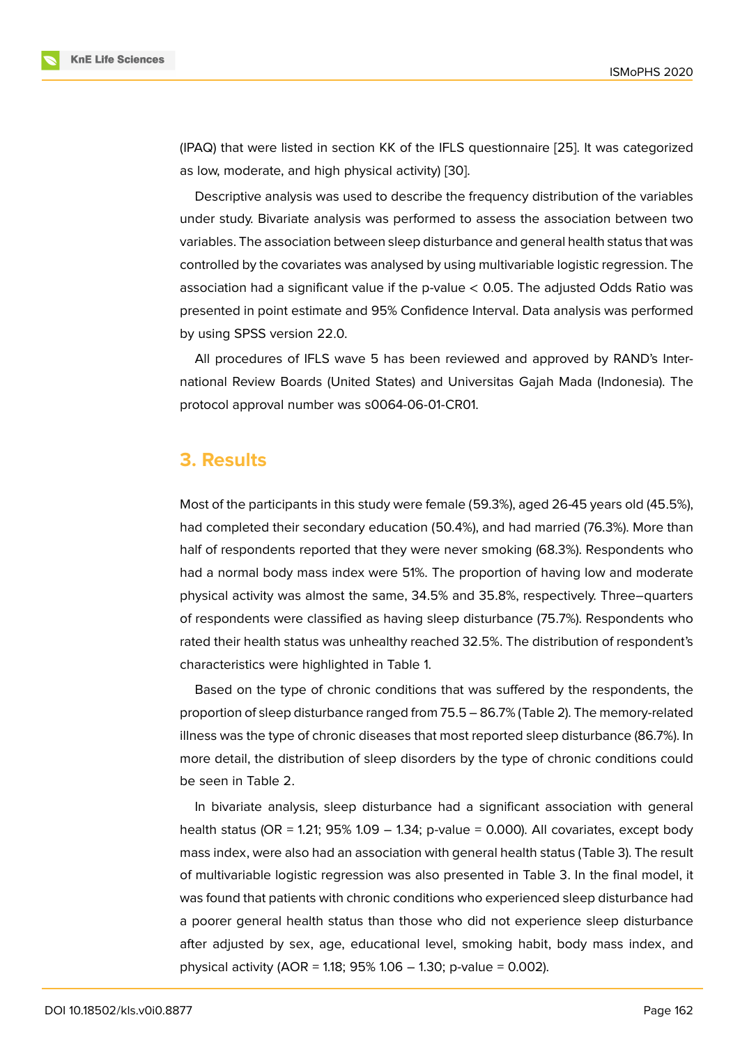(IPAQ) that were listed in section KK of the IFLS questionnaire [25]. It was categorized as low, moderate, and high physical activity) [30].

Descriptive analysis was used to describe the frequency distribution of the variables under study. Bivariate analysis was performed to assess the association between two variables. The association between sleep disturbance and general health status that was controlled by the covariates was analysed by using multivariable logistic regression. The association had a significant value if the p-value < 0.05. The adjusted Odds Ratio was presented in point estimate and 95% Confidence Interval. Data analysis was performed by using SPSS version 22.0.

All procedures of IFLS wave 5 has been reviewed and approved by RAND's International Review Boards (United States) and Universitas Gajah Mada (Indonesia). The protocol approval number was s0064-06-01-CR01.

## 3. Results

Most of the participants in this study were female (59.3%), aged 26-45 years old (45.5%), had completed their secondary education (50.4%), and had married (76.3%). More than half of respondents reported that they were never smoking (68.3%). Respondents who had a normal body mass index were 51%. The proportion of having low and moderate physical activity was almost the same, 34.5% and 35.8%, respectively. Three–quarters of respondents were classified as having sleep disturbance (75.7%). Respondents who rated their health status was unhealthy reached 32.5%. The distribution of respondent's characteristics were highlighted in Table 1.

Based on the type of chronic conditions that was suffered by the respondents, the proportion of sleep disturbance ranged from 75.5 – 86.7% (Table 2). The memory-related illness was the type of chronic diseases that most reported sleep disturbance (86.7%). In more detail, the distribution of sleep disorders by the type of chronic conditions could be seen in Table 2.

In bivariate analysis, sleep disturbance had a significant association with general health status (OR = 1.21; 95% 1.09 – 1.34; p-value = 0.000). All covariates, except body mass index, were also had an association with general health status (Table 3). The result of multivariable logistic regression was also presented in Table 3. In the final model, it was found that patients with chronic conditions who experienced sleep disturbance had a poorer general health status than those who did not experience sleep disturbance after adjusted by sex, age, educational level, smoking habit, body mass index, and physical activity (AOR = 1.18; 95% 1.06 – 1.30; p-value = 0.002).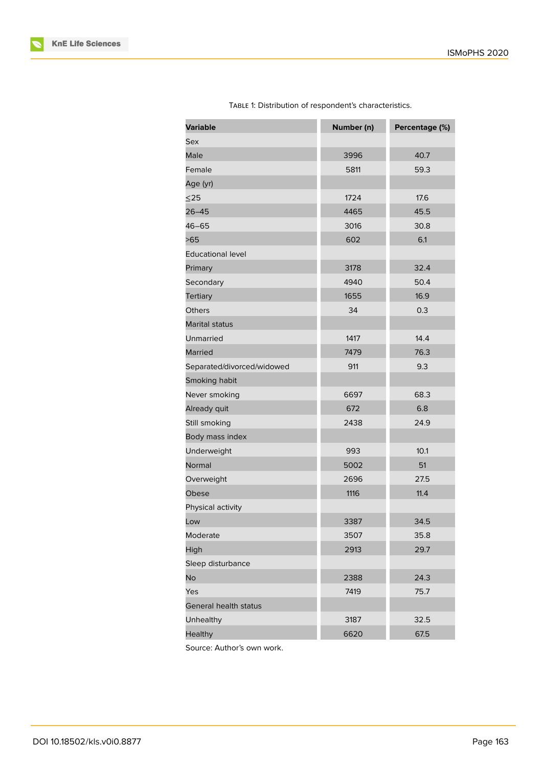Table 1: Distribution of respondent's characteristics.

| Variable | Number (n) | Percentage (%) |
|---|---|---|
| Sex | | |
| Male | 3996 | 40.7 |
| Female | 5811 | 59.3 |
| Age (yr) | | |
| ≤25 | 1724 | 17.6 |
| 26–45 | 4465 | 45.5 |
| 46–65 | 3016 | 30.8 |
| >65 | 602 | 6.1 |
| Educational level | | |
| Primary | 3178 | 32.4 |
| Secondary | 4940 | 50.4 |
| Tertiary | 1655 | 16.9 |
| Others | 34 | 0.3 |
| Marital status | | |
| Unmarried | 1417 | 14.4 |
| Married | 7479 | 76.3 |
| Separated/divorced/widowed | 911 | 9.3 |
| Smoking habit | | |
| Never smoking | 6697 | 68.3 |
| Already quit | 672 | 6.8 |
| Still smoking | 2438 | 24.9 |
| Body mass index | | |
| Underweight | 993 | 10.1 |
| Normal | 5002 | 51 |
| Overweight | 2696 | 27.5 |
| Obese | 1116 | 11.4 |
| Physical activity | | |
| Low | 3387 | 34.5 |
| Moderate | 3507 | 35.8 |
| High | 2913 | 29.7 |
| Sleep disturbance | | |
| No | 2388 | 24.3 |
| Yes | 7419 | 75.7 |
| General health status | | |
| Unhealthy | 3187 | 32.5 |
| Healthy | 6620 | 67.5 |

Source: Author's own work.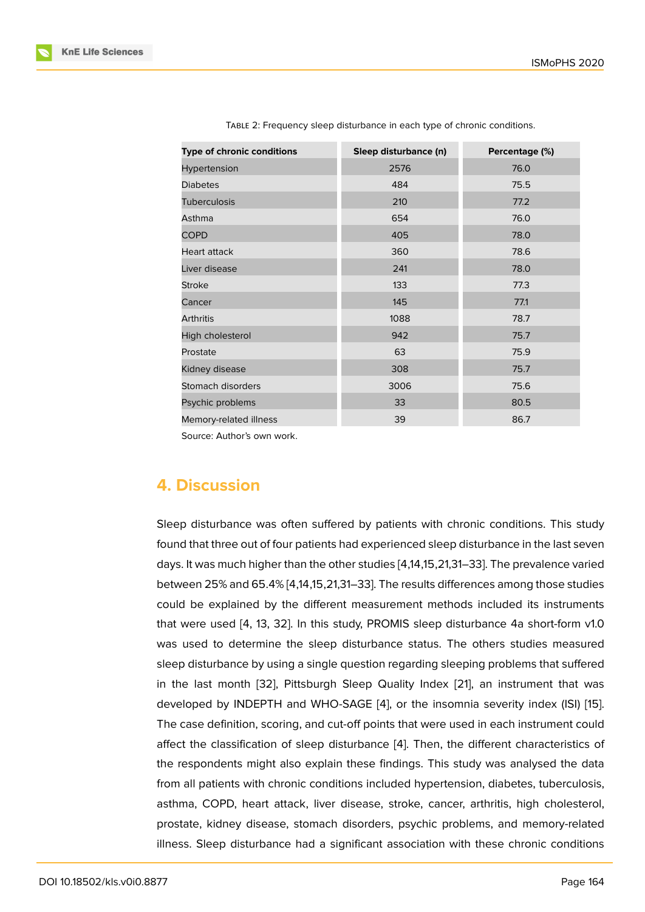Table 2: Frequency sleep disturbance in each type of chronic conditions.

| Type of chronic conditions | Sleep disturbance (n) | Percentage (%) |
|---|---|---|
| Hypertension | 2576 | 76.0 |
| Diabetes | 484 | 75.5 |
| Tuberculosis | 210 | 77.2 |
| Asthma | 654 | 76.0 |
| COPD | 405 | 78.0 |
| Heart attack | 360 | 78.6 |
| Liver disease | 241 | 78.0 |
| Stroke | 133 | 77.3 |
| Cancer | 145 | 77.1 |
| Arthritis | 1088 | 78.7 |
| High cholesterol | 942 | 75.7 |
| Prostate | 63 | 75.9 |
| Kidney disease | 308 | 75.7 |
| Stomach disorders | 3006 | 75.6 |
| Psychic problems | 33 | 80.5 |
| Memory-related illness | 39 | 86.7 |

Source: Author's own work.

## 4. Discussion

Sleep disturbance was often suffered by patients with chronic conditions. This study found that three out of four patients had experienced sleep disturbance in the last seven days. It was much higher than the other studies [4,14,15,21,31–33]. The prevalence varied between 25% and 65.4% [4,14,15,21,31–33]. The results differences among those studies could be explained by the different measurement methods included its instruments that were used [4, 13, 32]. In this study, PROMIS sleep disturbance 4a short-form v1.0 was used to determine the sleep disturbance status. The others studies measured sleep disturbance by using a single question regarding sleeping problems that suffered in the last month [32], Pittsburgh Sleep Quality Index [21], an instrument that was developed by INDEPTH and WHO-SAGE [4], or the insomnia severity index (ISI) [15]. The case definition, scoring, and cut-off points that were used in each instrument could affect the classification of sleep disturbance [4]. Then, the different characteristics of the respondents might also explain these findings. This study was analysed the data from all patients with chronic conditions included hypertension, diabetes, tuberculosis, asthma, COPD, heart attack, liver disease, stroke, cancer, arthritis, high cholesterol, prostate, kidney disease, stomach disorders, psychic problems, and memory-related illness. Sleep disturbance had a significant association with these chronic conditions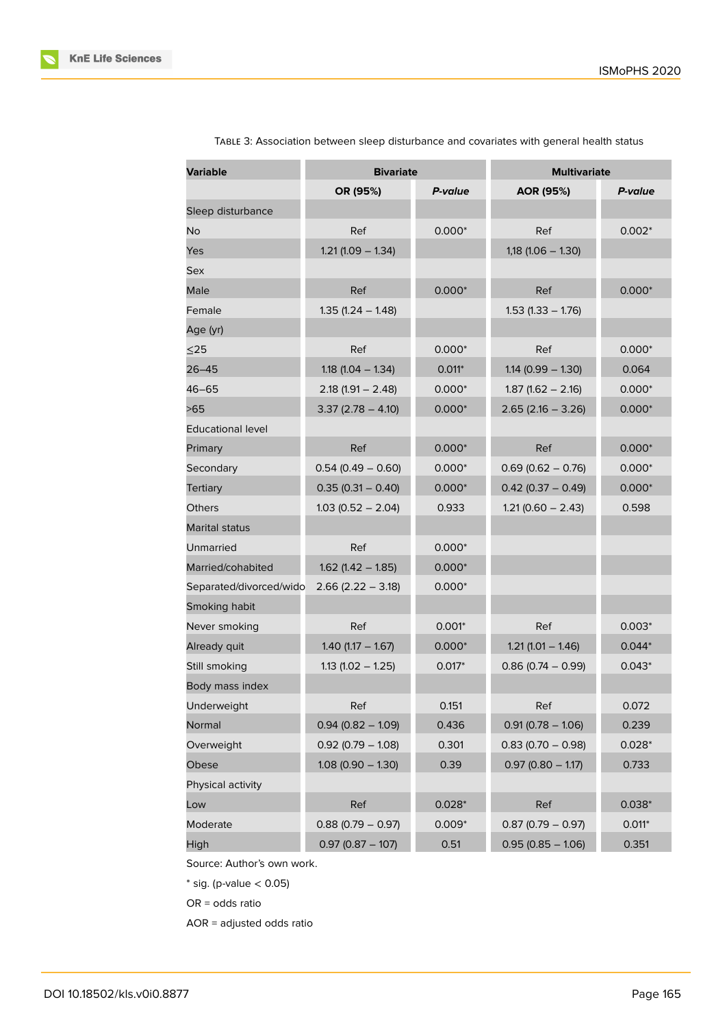Table 3: Association between sleep disturbance and covariates with general health status

| Variable | Bivariate | | Multivariate | |
|---|---|---|---|---|
| | **OR (95%)** | ***P-value*** | **AOR (95%)** | ***P-value*** |
| Sleep disturbance | | | | |
| No | Ref | 0.000* | Ref | 0.002* |
| Yes | 1.21 (1.09 – 1.34) | | 1,18 (1.06 – 1.30) | |
| Sex | | | | |
| Male | Ref | 0.000* | Ref | 0.000* |
| Female | 1.35 (1.24 – 1.48) | | 1.53 (1.33 – 1.76) | |
| Age (yr) | | | | |
| ≤25 | Ref | 0.000* | Ref | 0.000* |
| 26–45 | 1.18 (1.04 – 1.34) | 0.011* | 1.14 (0.99 – 1.30) | 0.064 |
| 46–65 | 2.18 (1.91 – 2.48) | 0.000* | 1.87 (1.62 – 2.16) | 0.000* |
| >65 | 3.37 (2.78 – 4.10) | 0.000* | 2.65 (2.16 – 3.26) | 0.000* |
| Educational level | | | | |
| Primary | Ref | 0.000* | Ref | 0.000* |
| Secondary | 0.54 (0.49 – 0.60) | 0.000* | 0.69 (0.62 – 0.76) | 0.000* |
| Tertiary | 0.35 (0.31 – 0.40) | 0.000* | 0.42 (0.37 – 0.49) | 0.000* |
| Others | 1.03 (0.52 – 2.04) | 0.933 | 1.21 (0.60 – 2.43) | 0.598 |
| Marital status | | | | |
| Unmarried | Ref | 0.000* | | |
| Married/cohabited | 1.62 (1.42 – 1.85) | 0.000* | | |
| Separated/divorced/wido | 2.66 (2.22 – 3.18) | 0.000* | | |
| Smoking habit | | | | |
| Never smoking | Ref | 0.001* | Ref | 0.003* |
| Already quit | 1.40 (1.17 – 1.67) | 0.000* | 1.21 (1.01 – 1.46) | 0.044* |
| Still smoking | 1.13 (1.02 – 1.25) | 0.017* | 0.86 (0.74 – 0.99) | 0.043* |
| Body mass index | | | | |
| Underweight | Ref | 0.151 | Ref | 0.072 |
| Normal | 0.94 (0.82 – 1.09) | 0.436 | 0.91 (0.78 – 1.06) | 0.239 |
| Overweight | 0.92 (0.79 – 1.08) | 0.301 | 0.83 (0.70 – 0.98) | 0.028* |
| Obese | 1.08 (0.90 – 1.30) | 0.39 | 0.97 (0.80 – 1.17) | 0.733 |
| Physical activity | | | | |
| Low | Ref | 0.028* | Ref | 0.038* |
| Moderate | 0.88 (0.79 – 0.97) | 0.009* | 0.87 (0.79 – 0.97) | 0.011* |
| High | 0.97 (0.87 – 107) | 0.51 | 0.95 (0.85 – 1.06) | 0.351 |

Source: Author's own work.

* sig. (p-value < 0.05)

OR = odds ratio

AOR = adjusted odds ratio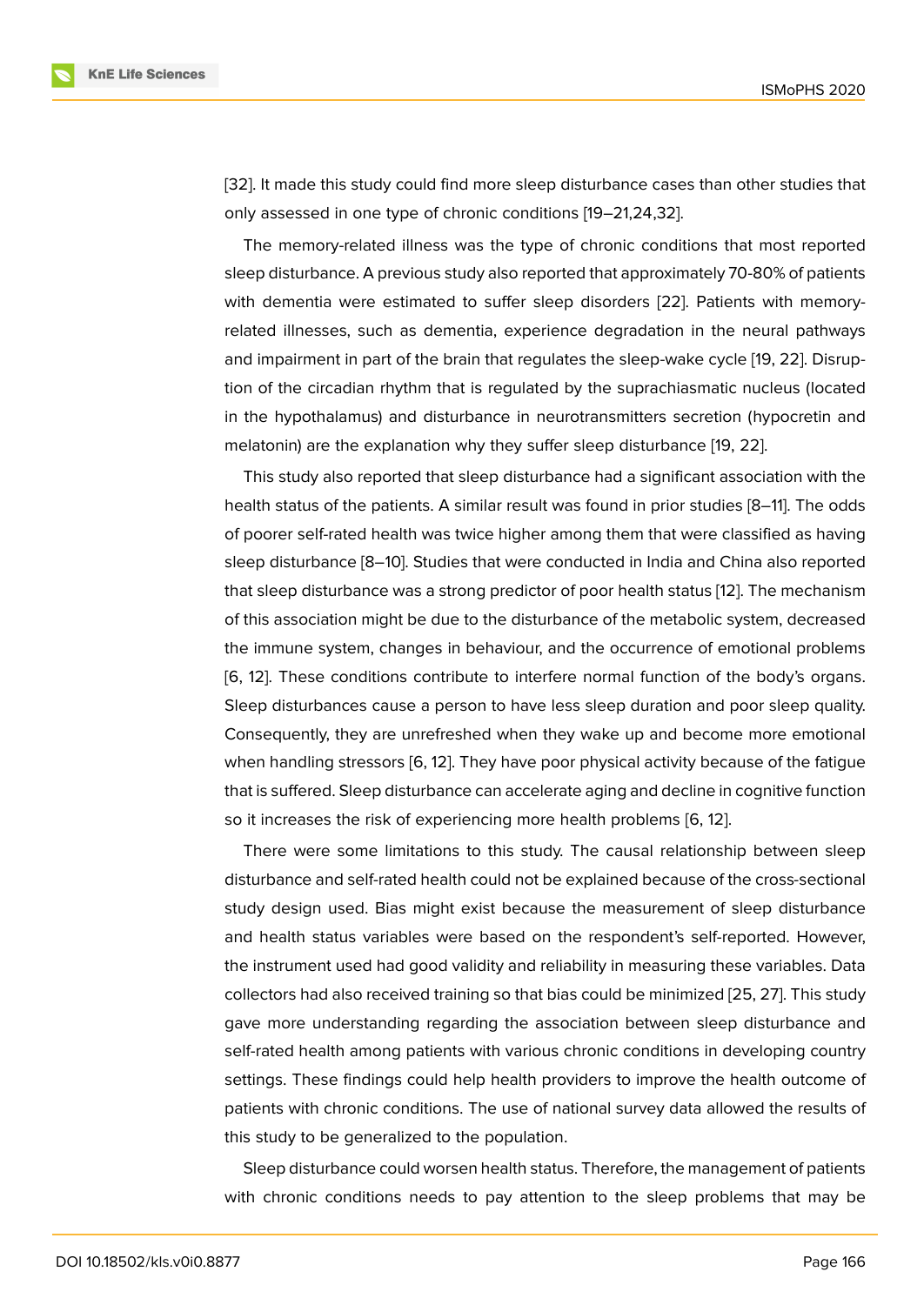[32]. It made this study could find more sleep disturbance cases than other studies that only assessed in one type of chronic conditions [19–21,24,32].

The memory-related illness was the type of chronic conditions that most reported sleep disturbance. A previous study also reported that approximately 70-80% of patients with dementia were estimated to suffer sleep disorders [22]. Patients with memory-related illnesses, such as dementia, experience degradation in the neural pathways and impairment in part of the brain that regulates the sleep-wake cycle [19, 22]. Disruption of the circadian rhythm that is regulated by the suprachiasmatic nucleus (located in the hypothalamus) and disturbance in neurotransmitters secretion (hypocretin and melatonin) are the explanation why they suffer sleep disturbance [19, 22].

This study also reported that sleep disturbance had a significant association with the health status of the patients. A similar result was found in prior studies [8–11]. The odds of poorer self-rated health was twice higher among them that were classified as having sleep disturbance [8–10]. Studies that were conducted in India and China also reported that sleep disturbance was a strong predictor of poor health status [12]. The mechanism of this association might be due to the disturbance of the metabolic system, decreased the immune system, changes in behaviour, and the occurrence of emotional problems [6, 12]. These conditions contribute to interfere normal function of the body's organs. Sleep disturbances cause a person to have less sleep duration and poor sleep quality. Consequently, they are unrefreshed when they wake up and become more emotional when handling stressors [6, 12]. They have poor physical activity because of the fatigue that is suffered. Sleep disturbance can accelerate aging and decline in cognitive function so it increases the risk of experiencing more health problems [6, 12].

There were some limitations to this study. The causal relationship between sleep disturbance and self-rated health could not be explained because of the cross-sectional study design used. Bias might exist because the measurement of sleep disturbance and health status variables were based on the respondent's self-reported. However, the instrument used had good validity and reliability in measuring these variables. Data collectors had also received training so that bias could be minimized [25, 27]. This study gave more understanding regarding the association between sleep disturbance and self-rated health among patients with various chronic conditions in developing country settings. These findings could help health providers to improve the health outcome of patients with chronic conditions. The use of national survey data allowed the results of this study to be generalized to the population.

Sleep disturbance could worsen health status. Therefore, the management of patients with chronic conditions needs to pay attention to the sleep problems that may be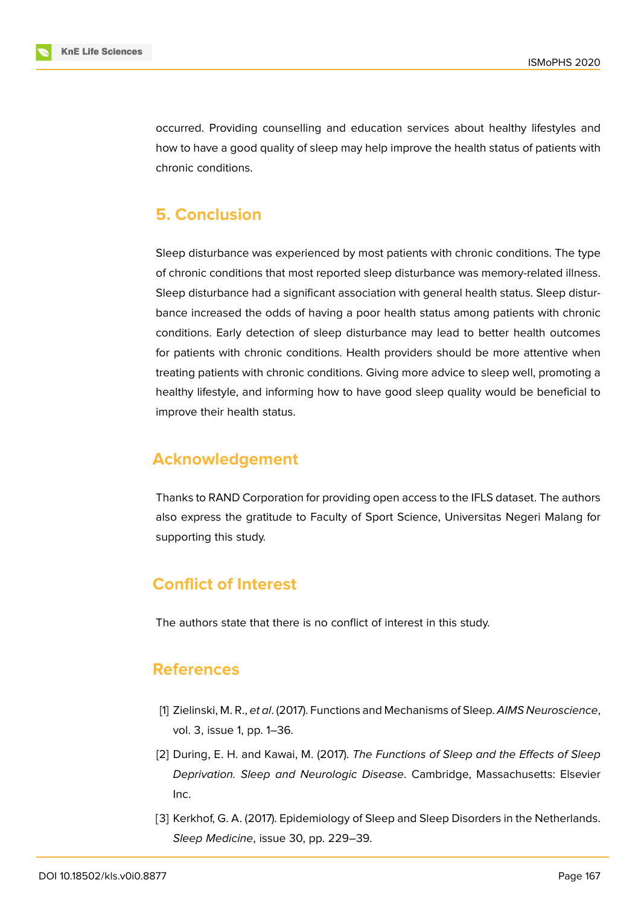occurred. Providing counselling and education services about healthy lifestyles and how to have a good quality of sleep may help improve the health status of patients with chronic conditions.

## 5. Conclusion

Sleep disturbance was experienced by most patients with chronic conditions. The type of chronic conditions that most reported sleep disturbance was memory-related illness. Sleep disturbance had a significant association with general health status. Sleep disturbance increased the odds of having a poor health status among patients with chronic conditions. Early detection of sleep disturbance may lead to better health outcomes for patients with chronic conditions. Health providers should be more attentive when treating patients with chronic conditions. Giving more advice to sleep well, promoting a healthy lifestyle, and informing how to have good sleep quality would be beneficial to improve their health status.

## Acknowledgement

Thanks to RAND Corporation for providing open access to the IFLS dataset. The authors also express the gratitude to Faculty of Sport Science, Universitas Negeri Malang for supporting this study.

## Conflict of Interest

The authors state that there is no conflict of interest in this study.

## References

[1] Zielinski, M. R., *et al*. (2017). Functions and Mechanisms of Sleep. *AIMS Neuroscience*, vol. 3, issue 1, pp. 1–36.

[2] During, E. H. and Kawai, M. (2017). *The Functions of Sleep and the Effects of Sleep Deprivation. Sleep and Neurologic Disease*. Cambridge, Massachusetts: Elsevier Inc.

[3] Kerkhof, G. A. (2017). Epidemiology of Sleep and Sleep Disorders in the Netherlands. *Sleep Medicine*, issue 30, pp. 229–39.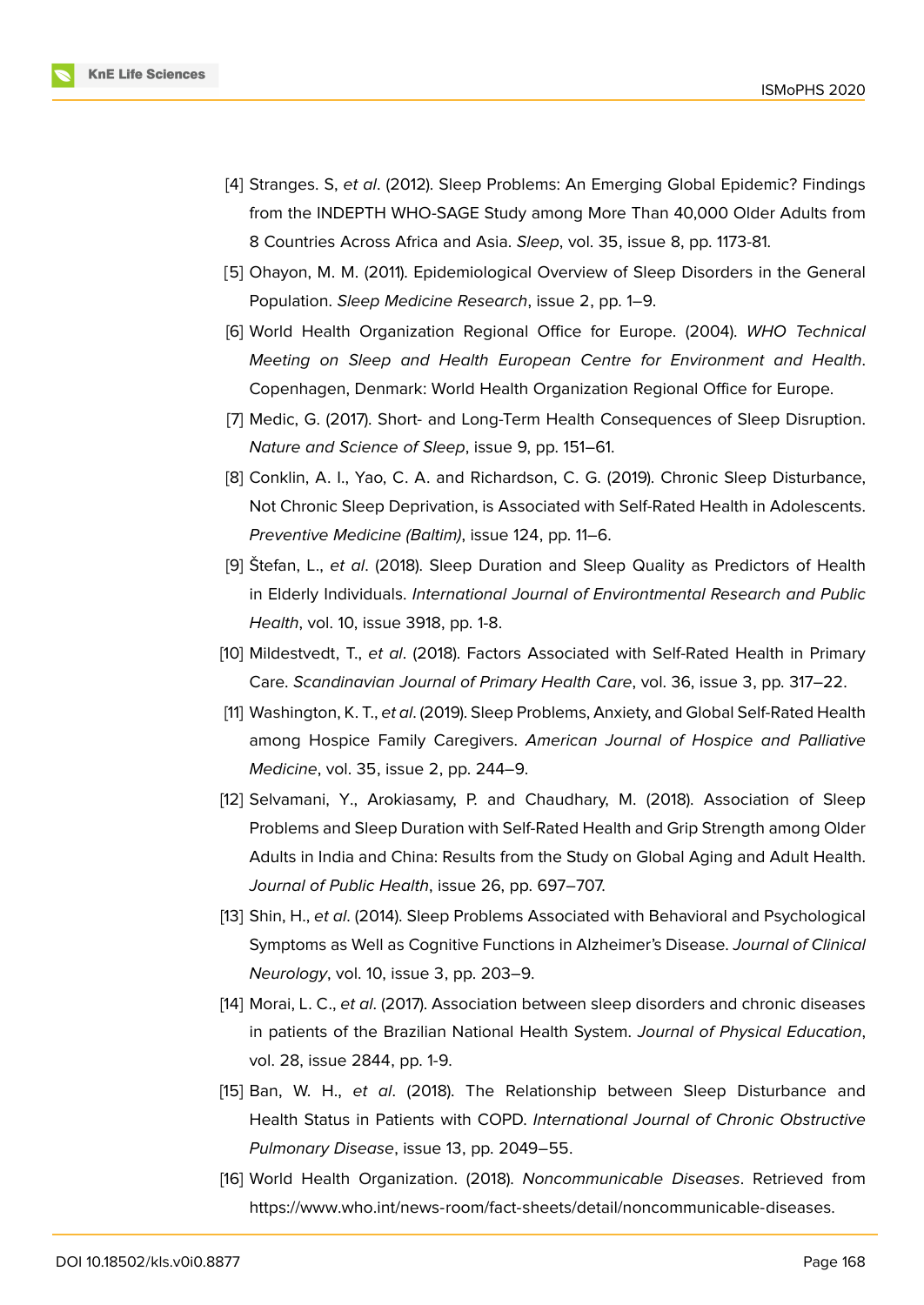[4] Stranges. S, *et al*. (2012). Sleep Problems: An Emerging Global Epidemic? Findings from the INDEPTH WHO-SAGE Study among More Than 40,000 Older Adults from 8 Countries Across Africa and Asia. *Sleep*, vol. 35, issue 8, pp. 1173-81.

[5] Ohayon, M. M. (2011). Epidemiological Overview of Sleep Disorders in the General Population. *Sleep Medicine Research*, issue 2, pp. 1–9.

[6] World Health Organization Regional Office for Europe. (2004). *WHO Technical Meeting on Sleep and Health European Centre for Environment and Health*. Copenhagen, Denmark: World Health Organization Regional Office for Europe.

[7] Medic, G. (2017). Short- and Long-Term Health Consequences of Sleep Disruption. *Nature and Science of Sleep*, issue 9, pp. 151–61.

[8] Conklin, A. I., Yao, C. A. and Richardson, C. G. (2019). Chronic Sleep Disturbance, Not Chronic Sleep Deprivation, is Associated with Self-Rated Health in Adolescents. *Preventive Medicine (Baltim)*, issue 124, pp. 11–6.

[9] Štefan, L., *et al*. (2018). Sleep Duration and Sleep Quality as Predictors of Health in Elderly Individuals. *International Journal of Environtmental Research and Public Health*, vol. 10, issue 3918, pp. 1-8.

[10] Mildestvedt, T., *et al*. (2018). Factors Associated with Self-Rated Health in Primary Care. *Scandinavian Journal of Primary Health Care*, vol. 36, issue 3, pp. 317–22.

[11] Washington, K. T., *et al*. (2019). Sleep Problems, Anxiety, and Global Self-Rated Health among Hospice Family Caregivers. *American Journal of Hospice and Palliative Medicine*, vol. 35, issue 2, pp. 244–9.

[12] Selvamani, Y., Arokiasamy, P. and Chaudhary, M. (2018). Association of Sleep Problems and Sleep Duration with Self-Rated Health and Grip Strength among Older Adults in India and China: Results from the Study on Global Aging and Adult Health. *Journal of Public Health*, issue 26, pp. 697–707.

[13] Shin, H., *et al*. (2014). Sleep Problems Associated with Behavioral and Psychological Symptoms as Well as Cognitive Functions in Alzheimer's Disease. *Journal of Clinical Neurology*, vol. 10, issue 3, pp. 203–9.

[14] Morai, L. C., *et al*. (2017). Association between sleep disorders and chronic diseases in patients of the Brazilian National Health System. *Journal of Physical Education*, vol. 28, issue 2844, pp. 1-9.

[15] Ban, W. H., *et al*. (2018). The Relationship between Sleep Disturbance and Health Status in Patients with COPD. *International Journal of Chronic Obstructive Pulmonary Disease*, issue 13, pp. 2049–55.

[16] World Health Organization. (2018). *Noncommunicable Diseases*. Retrieved from https://www.who.int/news-room/fact-sheets/detail/noncommunicable-diseases.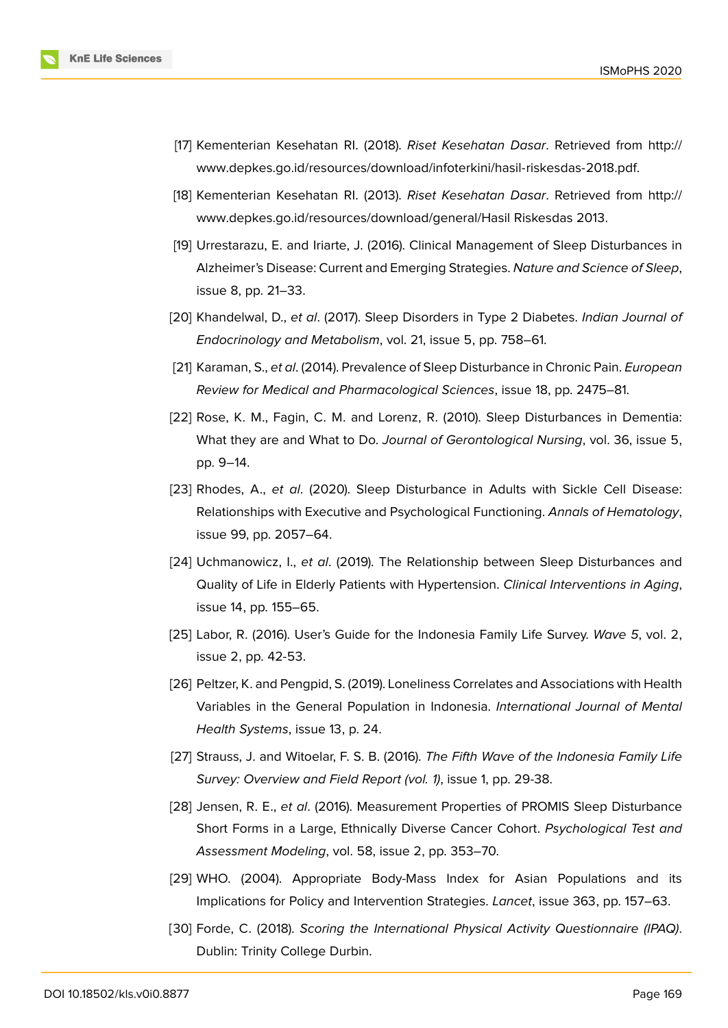[17] Kementerian Kesehatan RI. (2018). *Riset Kesehatan Dasar*. Retrieved from http://www.depkes.go.id/resources/download/infoterkini/hasil-riskesdas-2018.pdf.

[18] Kementerian Kesehatan RI. (2013). *Riset Kesehatan Dasar*. Retrieved from http://www.depkes.go.id/resources/download/general/Hasil Riskesdas 2013.

[19] Urrestarazu, E. and Iriarte, J. (2016). Clinical Management of Sleep Disturbances in Alzheimer's Disease: Current and Emerging Strategies. *Nature and Science of Sleep*, issue 8, pp. 21–33.

[20] Khandelwal, D., *et al*. (2017). Sleep Disorders in Type 2 Diabetes. *Indian Journal of Endocrinology and Metabolism*, vol. 21, issue 5, pp. 758–61.

[21] Karaman, S., *et al*. (2014). Prevalence of Sleep Disturbance in Chronic Pain. *European Review for Medical and Pharmacological Sciences*, issue 18, pp. 2475–81.

[22] Rose, K. M., Fagin, C. M. and Lorenz, R. (2010). Sleep Disturbances in Dementia: What they are and What to Do. *Journal of Gerontological Nursing*, vol. 36, issue 5, pp. 9–14.

[23] Rhodes, A., *et al*. (2020). Sleep Disturbance in Adults with Sickle Cell Disease: Relationships with Executive and Psychological Functioning. *Annals of Hematology*, issue 99, pp. 2057–64.

[24] Uchmanowicz, I., *et al*. (2019). The Relationship between Sleep Disturbances and Quality of Life in Elderly Patients with Hypertension. *Clinical Interventions in Aging*, issue 14, pp. 155–65.

[25] Labor, R. (2016). User's Guide for the Indonesia Family Life Survey. *Wave 5*, vol. 2, issue 2, pp. 42-53.

[26] Peltzer, K. and Pengpid, S. (2019). Loneliness Correlates and Associations with Health Variables in the General Population in Indonesia. *International Journal of Mental Health Systems*, issue 13, p. 24.

[27] Strauss, J. and Witoelar, F. S. B. (2016). *The Fifth Wave of the Indonesia Family Life Survey: Overview and Field Report (vol. 1)*, issue 1, pp. 29-38.

[28] Jensen, R. E., *et al*. (2016). Measurement Properties of PROMIS Sleep Disturbance Short Forms in a Large, Ethnically Diverse Cancer Cohort. *Psychological Test and Assessment Modeling*, vol. 58, issue 2, pp. 353–70.

[29] WHO. (2004). Appropriate Body-Mass Index for Asian Populations and its Implications for Policy and Intervention Strategies. *Lancet*, issue 363, pp. 157–63.

[30] Forde, C. (2018). *Scoring the International Physical Activity Questionnaire (IPAQ)*. Dublin: Trinity College Durbin.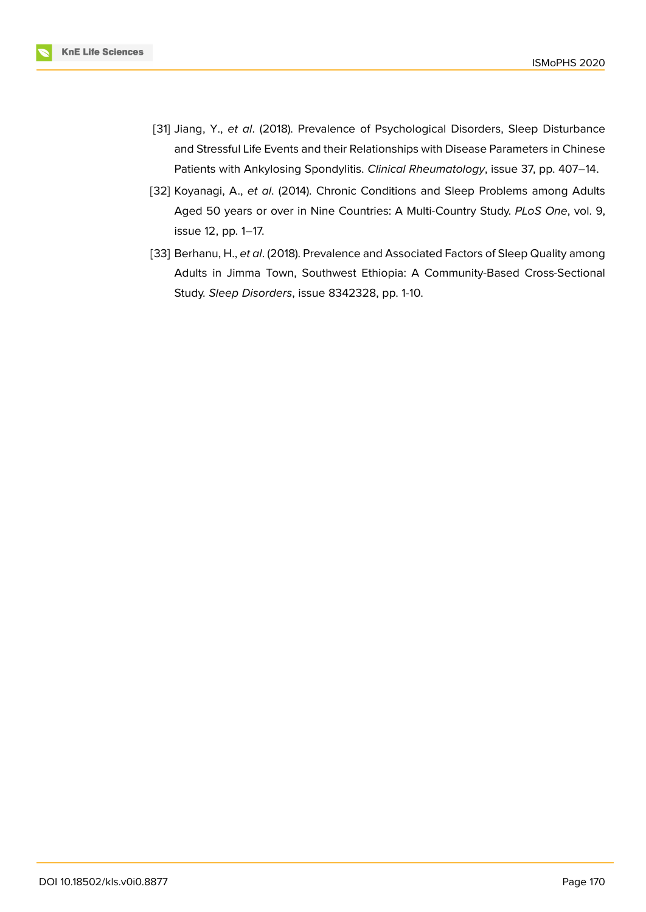[31] Jiang, Y., *et al*. (2018). Prevalence of Psychological Disorders, Sleep Disturbance and Stressful Life Events and their Relationships with Disease Parameters in Chinese Patients with Ankylosing Spondylitis. *Clinical Rheumatology*, issue 37, pp. 407–14.

[32] Koyanagi, A., *et al*. (2014). Chronic Conditions and Sleep Problems among Adults Aged 50 years or over in Nine Countries: A Multi-Country Study. *PLoS One*, vol. 9, issue 12, pp. 1–17.

[33] Berhanu, H., *et al*. (2018). Prevalence and Associated Factors of Sleep Quality among Adults in Jimma Town, Southwest Ethiopia: A Community-Based Cross-Sectional Study. *Sleep Disorders*, issue 8342328, pp. 1-10.